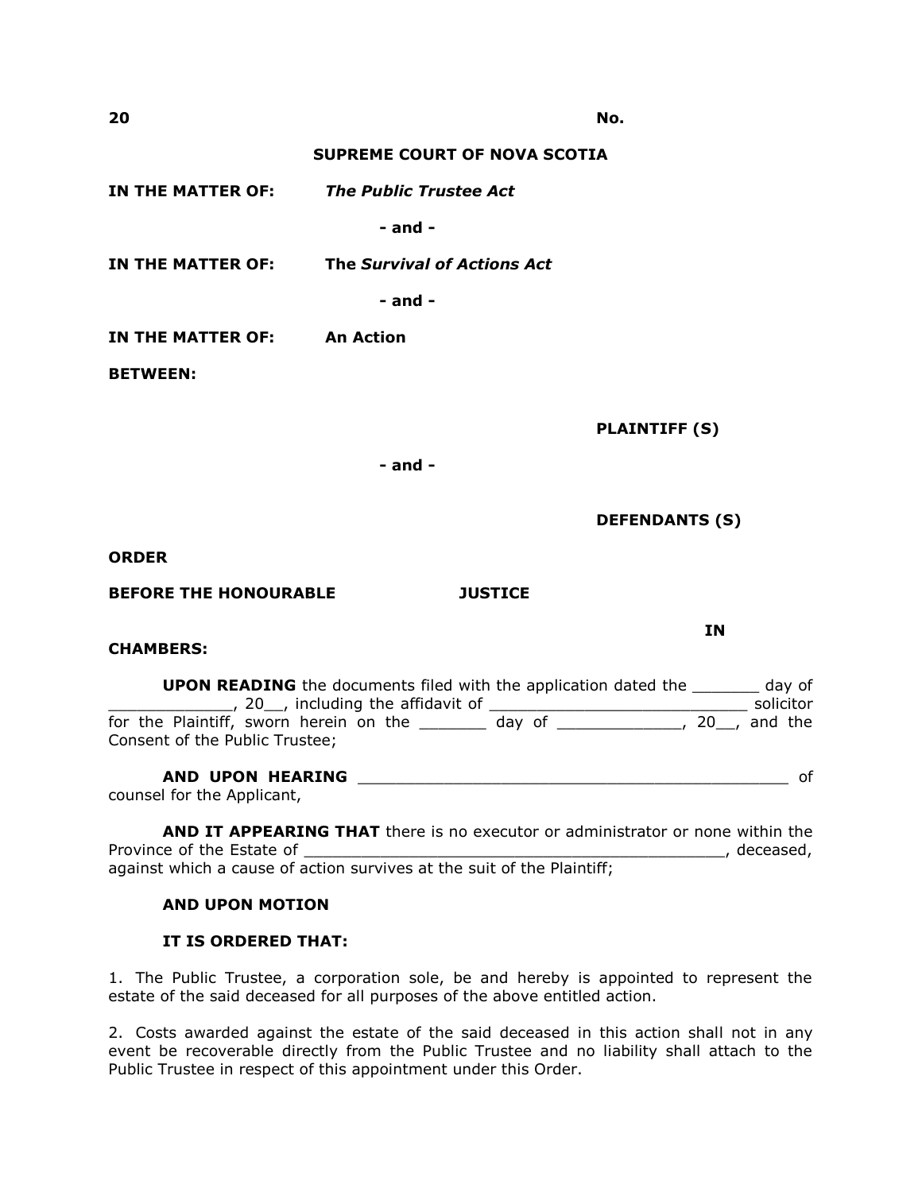**20** **No.**

**SUPREME COURT OF NOVA SCOTIA**

**IN THE MATTER OF:** ***The Public Trustee Act***

**- and -**

**IN THE MATTER OF:** **The *Survival of Actions Act***

**- and -**

**IN THE MATTER OF:** **An Action**

**BETWEEN:**

**PLAINTIFF (S)**

**- and -**

**DEFENDANTS (S)**

**ORDER**

**BEFORE THE HONOURABLE** **JUSTICE** **IN CHAMBERS:**

**UPON READING** the documents filed with the application dated the _______ day of _____________, 20__, including the affidavit of ___________________________ solicitor for the Plaintiff, sworn herein on the _______ day of _____________, 20__, and the Consent of the Public Trustee;

**AND UPON HEARING** _____________________________________________ of counsel for the Applicant,

**AND IT APPEARING THAT** there is no executor or administrator or none within the Province of the Estate of ____________________________________________, deceased, against which a cause of action survives at the suit of the Plaintiff;

**AND UPON MOTION**

**IT IS ORDERED THAT:**

1. The Public Trustee, a corporation sole, be and hereby is appointed to represent the estate of the said deceased for all purposes of the above entitled action.

2. Costs awarded against the estate of the said deceased in this action shall not in any event be recoverable directly from the Public Trustee and no liability shall attach to the Public Trustee in respect of this appointment under this Order.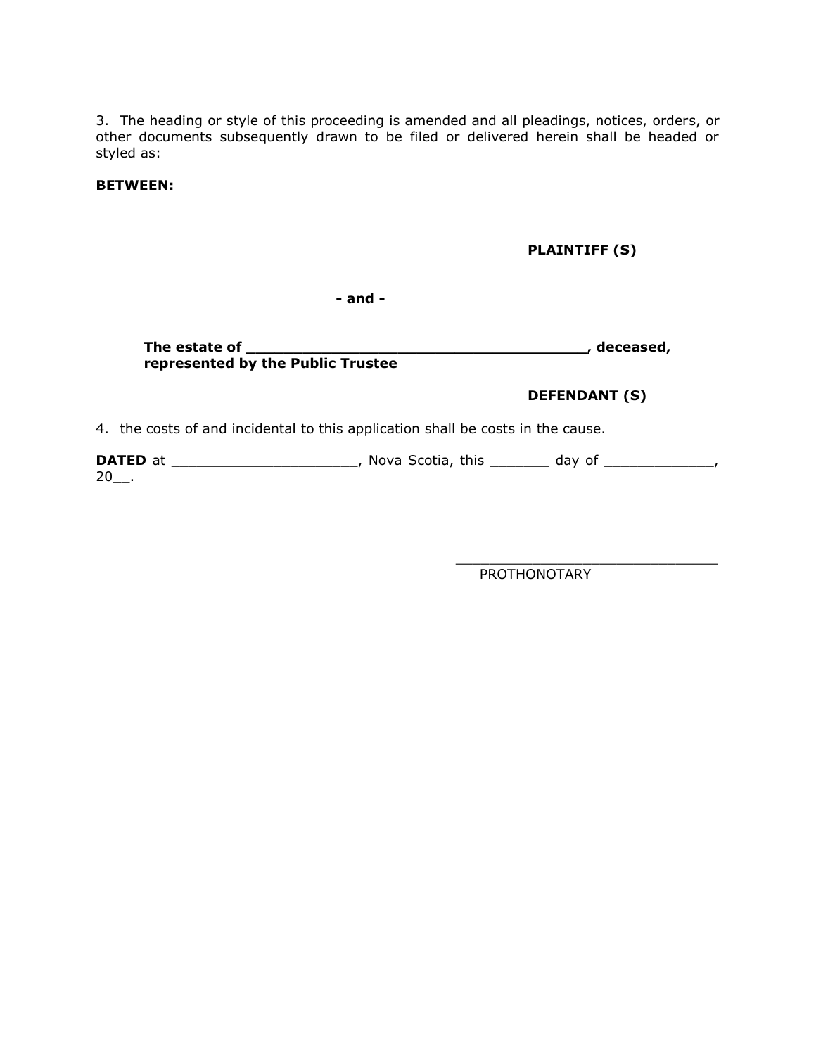3. The heading or style of this proceeding is amended and all pleadings, notices, orders, or other documents subsequently drawn to be filed or delivered herein shall be headed or styled as:

**BETWEEN:**

**PLAINTIFF (S)**

**- and -**

**The estate of ______________________________________, deceased, represented by the Public Trustee**

**DEFENDANT (S)**

4. the costs of and incidental to this application shall be costs in the cause.

**DATED** at ______________________, Nova Scotia, this _______ day of _____________, 20__.

_______________________________
PROTHONOTARY